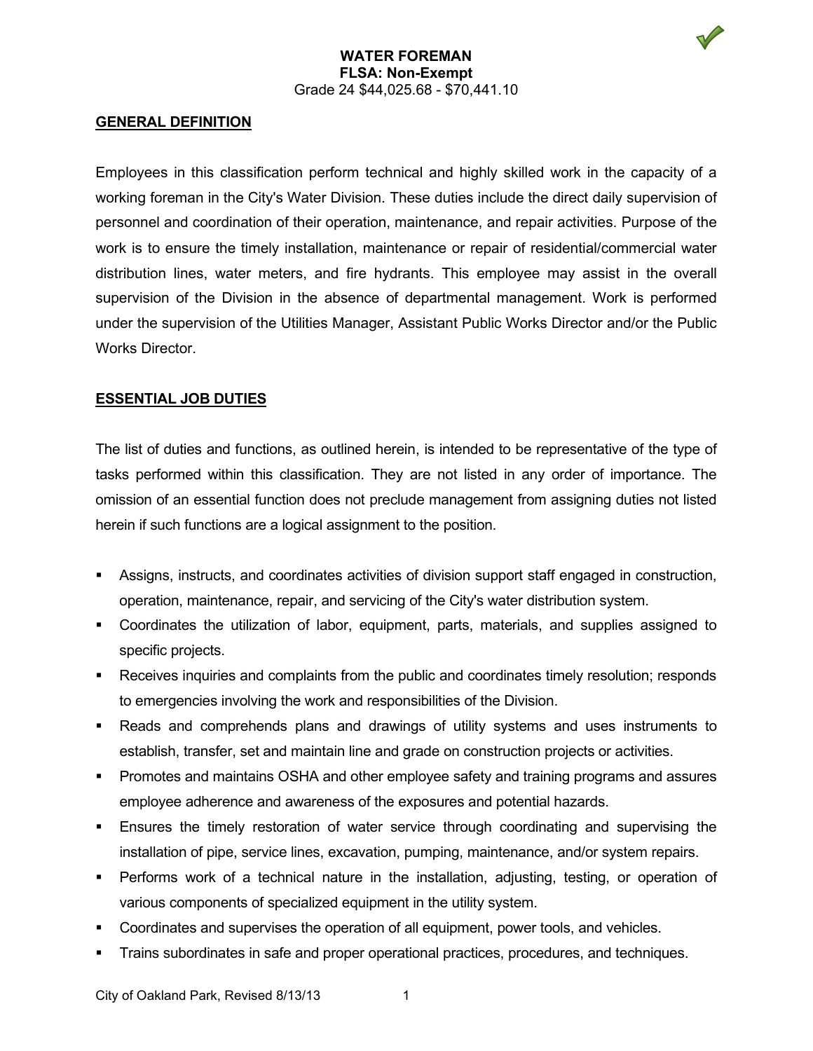# WATER FOREMAN

**FLSA: Non-Exempt**

Grade 24 $44,025.68 - $70,441.10

## GENERAL DEFINITION

Employees in this classification perform technical and highly skilled work in the capacity of a working foreman in the City's Water Division. These duties include the direct daily supervision of personnel and coordination of their operation, maintenance, and repair activities. Purpose of the work is to ensure the timely installation, maintenance or repair of residential/commercial water distribution lines, water meters, and fire hydrants. This employee may assist in the overall supervision of the Division in the absence of departmental management. Work is performed under the supervision of the Utilities Manager, Assistant Public Works Director and/or the Public Works Director.

## ESSENTIAL JOB DUTIES

The list of duties and functions, as outlined herein, is intended to be representative of the type of tasks performed within this classification. They are not listed in any order of importance. The omission of an essential function does not preclude management from assigning duties not listed herein if such functions are a logical assignment to the position.

- Assigns, instructs, and coordinates activities of division support staff engaged in construction, operation, maintenance, repair, and servicing of the City's water distribution system.
- Coordinates the utilization of labor, equipment, parts, materials, and supplies assigned to specific projects.
- Receives inquiries and complaints from the public and coordinates timely resolution; responds to emergencies involving the work and responsibilities of the Division.
- Reads and comprehends plans and drawings of utility systems and uses instruments to establish, transfer, set and maintain line and grade on construction projects or activities.
- Promotes and maintains OSHA and other employee safety and training programs and assures employee adherence and awareness of the exposures and potential hazards.
- Ensures the timely restoration of water service through coordinating and supervising the installation of pipe, service lines, excavation, pumping, maintenance, and/or system repairs.
- Performs work of a technical nature in the installation, adjusting, testing, or operation of various components of specialized equipment in the utility system.
- Coordinates and supervises the operation of all equipment, power tools, and vehicles.
- Trains subordinates in safe and proper operational practices, procedures, and techniques.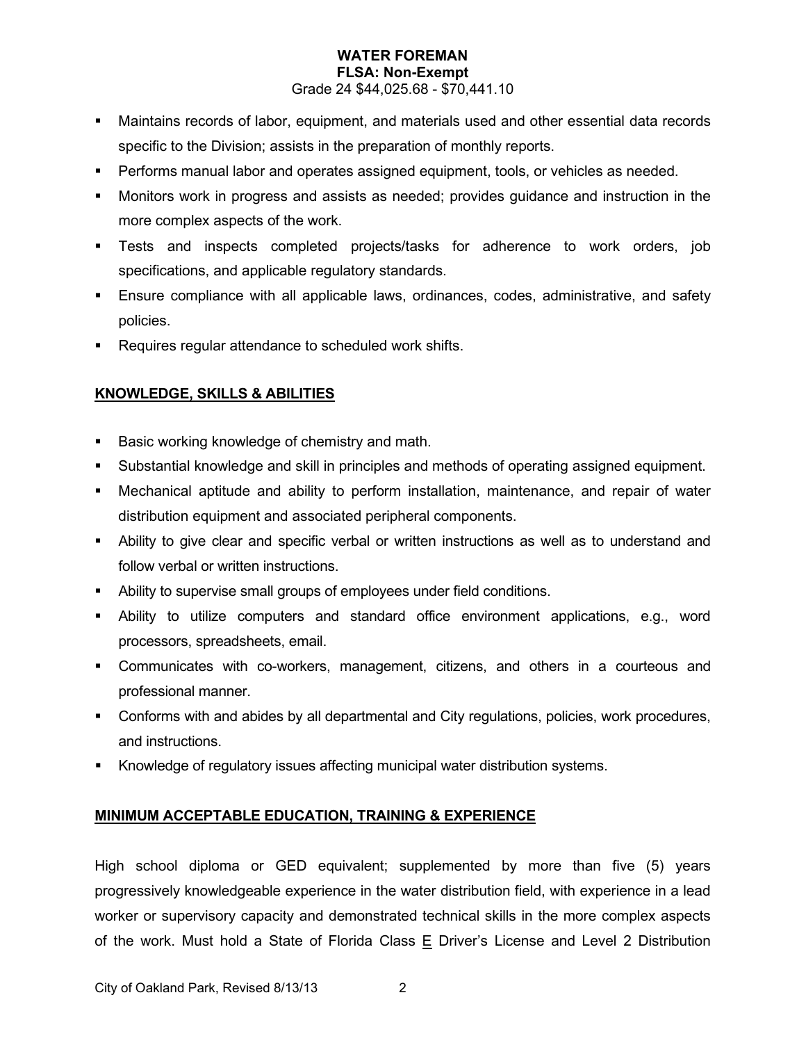**WATER FOREMAN**
**FLSA: Non-Exempt**
Grade 24 $44,025.68 - $70,441.10

- Maintains records of labor, equipment, and materials used and other essential data records specific to the Division; assists in the preparation of monthly reports.
- Performs manual labor and operates assigned equipment, tools, or vehicles as needed.
- Monitors work in progress and assists as needed; provides guidance and instruction in the more complex aspects of the work.
- Tests and inspects completed projects/tasks for adherence to work orders, job specifications, and applicable regulatory standards.
- Ensure compliance with all applicable laws, ordinances, codes, administrative, and safety policies.
- Requires regular attendance to scheduled work shifts.

## KNOWLEDGE, SKILLS & ABILITIES

- Basic working knowledge of chemistry and math.
- Substantial knowledge and skill in principles and methods of operating assigned equipment.
- Mechanical aptitude and ability to perform installation, maintenance, and repair of water distribution equipment and associated peripheral components.
- Ability to give clear and specific verbal or written instructions as well as to understand and follow verbal or written instructions.
- Ability to supervise small groups of employees under field conditions.
- Ability to utilize computers and standard office environment applications, e.g., word processors, spreadsheets, email.
- Communicates with co-workers, management, citizens, and others in a courteous and professional manner.
- Conforms with and abides by all departmental and City regulations, policies, work procedures, and instructions.
- Knowledge of regulatory issues affecting municipal water distribution systems.

## MINIMUM ACCEPTABLE EDUCATION, TRAINING & EXPERIENCE

High school diploma or GED equivalent; supplemented by more than five (5) years progressively knowledgeable experience in the water distribution field, with experience in a lead worker or supervisory capacity and demonstrated technical skills in the more complex aspects of the work. Must hold a State of Florida Class E Driver's License and Level 2 Distribution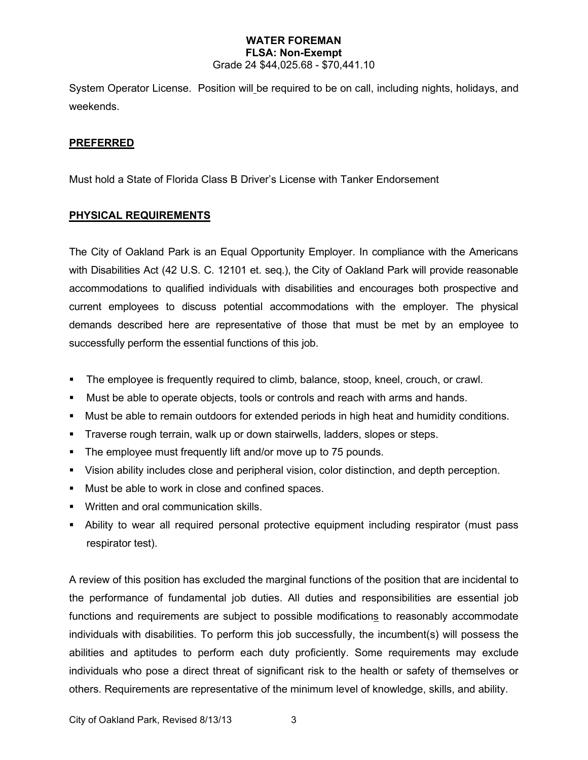System Operator License. Position will be required to be on call, including nights, holidays, and weekends.

## PREFERRED

Must hold a State of Florida Class B Driver's License with Tanker Endorsement

## PHYSICAL REQUIREMENTS

The City of Oakland Park is an Equal Opportunity Employer. In compliance with the Americans with Disabilities Act (42 U.S. C. 12101 et. seq.), the City of Oakland Park will provide reasonable accommodations to qualified individuals with disabilities and encourages both prospective and current employees to discuss potential accommodations with the employer. The physical demands described here are representative of those that must be met by an employee to successfully perform the essential functions of this job.

- The employee is frequently required to climb, balance, stoop, kneel, crouch, or crawl.
- Must be able to operate objects, tools or controls and reach with arms and hands.
- Must be able to remain outdoors for extended periods in high heat and humidity conditions.
- Traverse rough terrain, walk up or down stairwells, ladders, slopes or steps.
- The employee must frequently lift and/or move up to 75 pounds.
- Vision ability includes close and peripheral vision, color distinction, and depth perception.
- Must be able to work in close and confined spaces.
- Written and oral communication skills.
- Ability to wear all required personal protective equipment including respirator (must pass respirator test).

A review of this position has excluded the marginal functions of the position that are incidental to the performance of fundamental job duties. All duties and responsibilities are essential job functions and requirements are subject to possible modifications to reasonably accommodate individuals with disabilities. To perform this job successfully, the incumbent(s) will possess the abilities and aptitudes to perform each duty proficiently. Some requirements may exclude individuals who pose a direct threat of significant risk to the health or safety of themselves or others. Requirements are representative of the minimum level of knowledge, skills, and ability.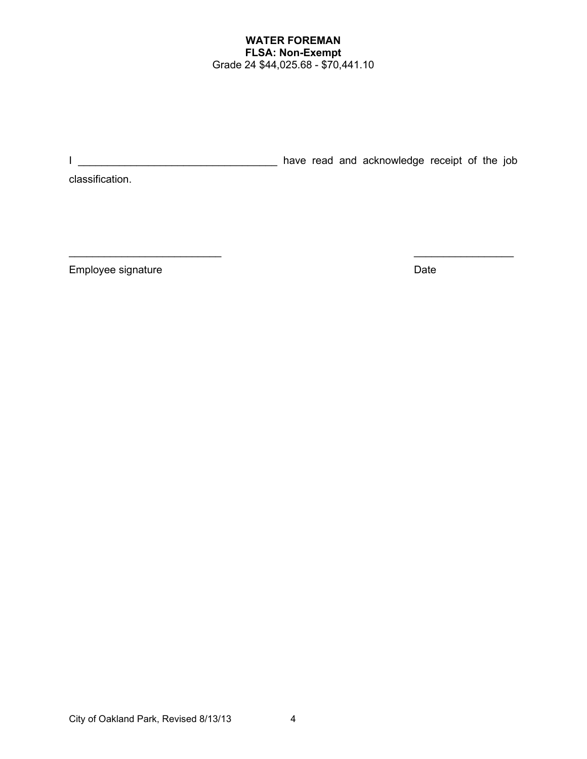**WATER FOREMAN**
**FLSA: Non-Exempt**
Grade 24 $44,025.68 - $70,441.10

I __________________________________ have read and acknowledge receipt of the job classification.

__________________________ _________________

Employee signature Date